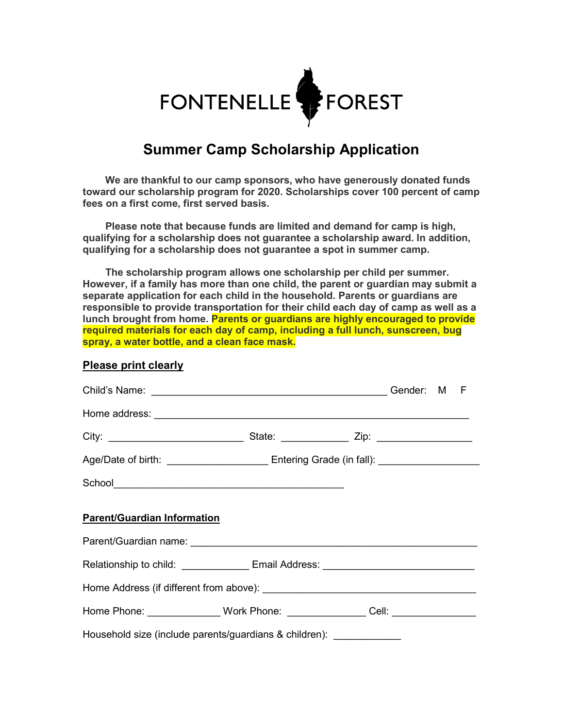FONTENELLE FOREST

# Summer Camp Scholarship Application

**We are thankful to our camp sponsors, who have generously donated funds toward our scholarship program for 2020. Scholarships cover 100 percent of camp fees on a first come, first served basis.**

**Please note that because funds are limited and demand for camp is high, qualifying for a scholarship does not guarantee a scholarship award. In addition, qualifying for a scholarship does not guarantee a spot in summer camp.**

**The scholarship program allows one scholarship per child per summer. However, if a family has more than one child, the parent or guardian may submit a separate application for each child in the household. Parents or guardians are responsible to provide transportation for their child each day of camp as well as a lunch brought from home. Parents or guardians are highly encouraged to provide required materials for each day of camp, including a full lunch, sunscreen, bug spray, a water bottle, and a clean face mask.**

**<u>Please print clearly</u>**

Child's Name: ________________________________________ Gender: M F

Home address: ________________________________________________________

City: ________________________ State: ____________ Zip: _________________

Age/Date of birth: _________________ Entering Grade (in fall): _________________

School________________________________________

**<u>Parent/Guardian Information</u>**

Parent/Guardian name: ________________________________________________

Relationship to child: ____________ Email Address: __________________________

Home Address (if different from above): ______________________________________

Home Phone: _____________ Work Phone: ______________ Cell: _______________

Household size (include parents/guardians & children): ____________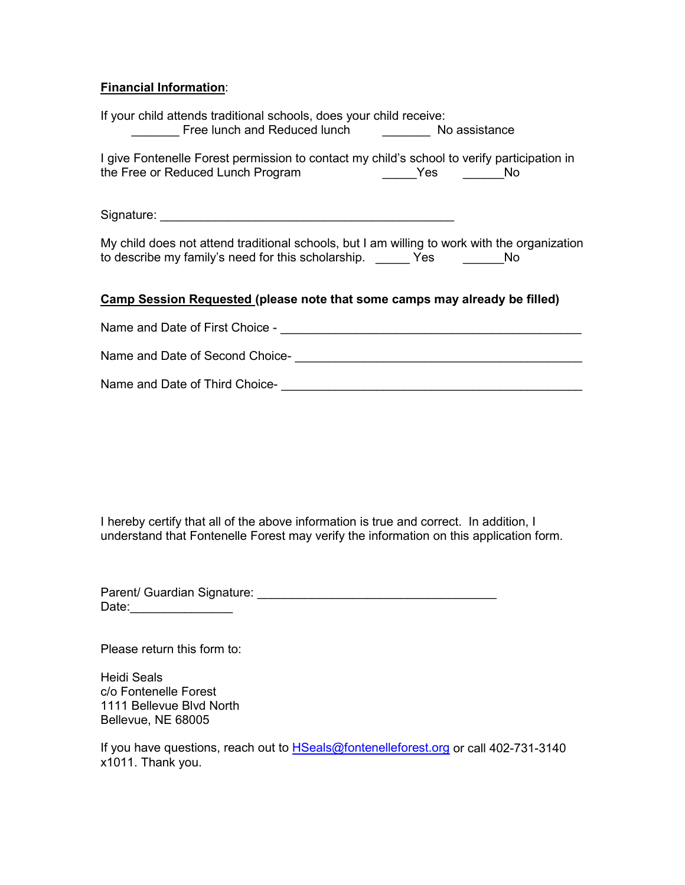**Financial Information**:

If your child attends traditional schools, does your child receive:
_______ Free lunch and Reduced lunch _______ No assistance

I give Fontenelle Forest permission to contact my child's school to verify participation in the Free or Reduced Lunch Program _____Yes ______No

Signature: ____________________________________________

My child does not attend traditional schools, but I am willing to work with the organization to describe my family's need for this scholarship. _____ Yes ______No

**Camp Session Requested (please note that some camps may already be filled)**

Name and Date of First Choice - ____________________________________________

Name and Date of Second Choice- ____________________________________________

Name and Date of Third Choice- ____________________________________________

I hereby certify that all of the above information is true and correct. In addition, I understand that Fontenelle Forest may verify the information on this application form.

Parent/ Guardian Signature: ___________________________________
Date:_______________

Please return this form to:

Heidi Seals
c/o Fontenelle Forest
1111 Bellevue Blvd North
Bellevue, NE 68005

If you have questions, reach out to HSeals@fontenelleforest.org or call 402-731-3140 x1011. Thank you.